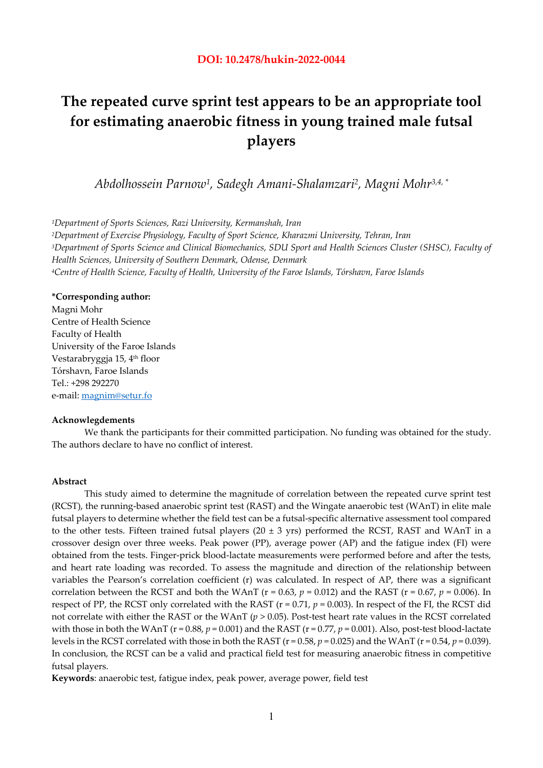**DOI: 10.2478/hukin-2022-0044**

# The repeated curve sprint test appears to be an appropriate tool for estimating anaerobic fitness in young trained male futsal players

*Abdolhossein Parnow[1], Sadegh Amani-Shalamzari[2], Magni Mohr[3,4,*]*

[1]*Department of Sports Sciences, Razi University, Kermanshah, Iran*
[2]*Department of Exercise Physiology, Faculty of Sport Science, Kharazmi University, Tehran, Iran*
[3]*Department of Sports Science and Clinical Biomechanics, SDU Sport and Health Sciences Cluster (SHSC), Faculty of Health Sciences, University of Southern Denmark, Odense, Denmark*
[4]*Centre of Health Science, Faculty of Health, University of the Faroe Islands, Tórshavn, Faroe Islands*

**\*Corresponding author:**
Magni Mohr
Centre of Health Science
Faculty of Health
University of the Faroe Islands
Vestarabryggja 15, 4th floor
Tórshavn, Faroe Islands
Tel.: +298 292270
e-mail: magnim@setur.fo

**Acknowledgements**

We thank the participants for their committed participation. No funding was obtained for the study. The authors declare to have no conflict of interest.

**Abstract**

This study aimed to determine the magnitude of correlation between the repeated curve sprint test (RCST), the running-based anaerobic sprint test (RAST) and the Wingate anaerobic test (WAnT) in elite male futsal players to determine whether the field test can be a futsal-specific alternative assessment tool compared to the other tests. Fifteen trained futsal players (20 ± 3 yrs) performed the RCST, RAST and WAnT in a crossover design over three weeks. Peak power (PP), average power (AP) and the fatigue index (FI) were obtained from the tests. Finger-prick blood-lactate measurements were performed before and after the tests, and heart rate loading was recorded. To assess the magnitude and direction of the relationship between variables the Pearson's correlation coefficient (r) was calculated. In respect of AP, there was a significant correlation between the RCST and both the WAnT (r = 0.63, $p$ = 0.012) and the RAST (r = 0.67, $p$ = 0.006). In respect of PP, the RCST only correlated with the RAST (r = 0.71, $p$ = 0.003). In respect of the FI, the RCST did not correlate with either the RAST or the WAnT ($p$ > 0.05). Post-test heart rate values in the RCST correlated with those in both the WAnT (r = 0.88, $p$ = 0.001) and the RAST (r = 0.77, $p$ = 0.001). Also, post-test blood-lactate levels in the RCST correlated with those in both the RAST (r = 0.58, $p$ = 0.025) and the WAnT (r = 0.54, $p$ = 0.039). In conclusion, the RCST can be a valid and practical field test for measuring anaerobic fitness in competitive futsal players.

**Keywords**: anaerobic test, fatigue index, peak power, average power, field test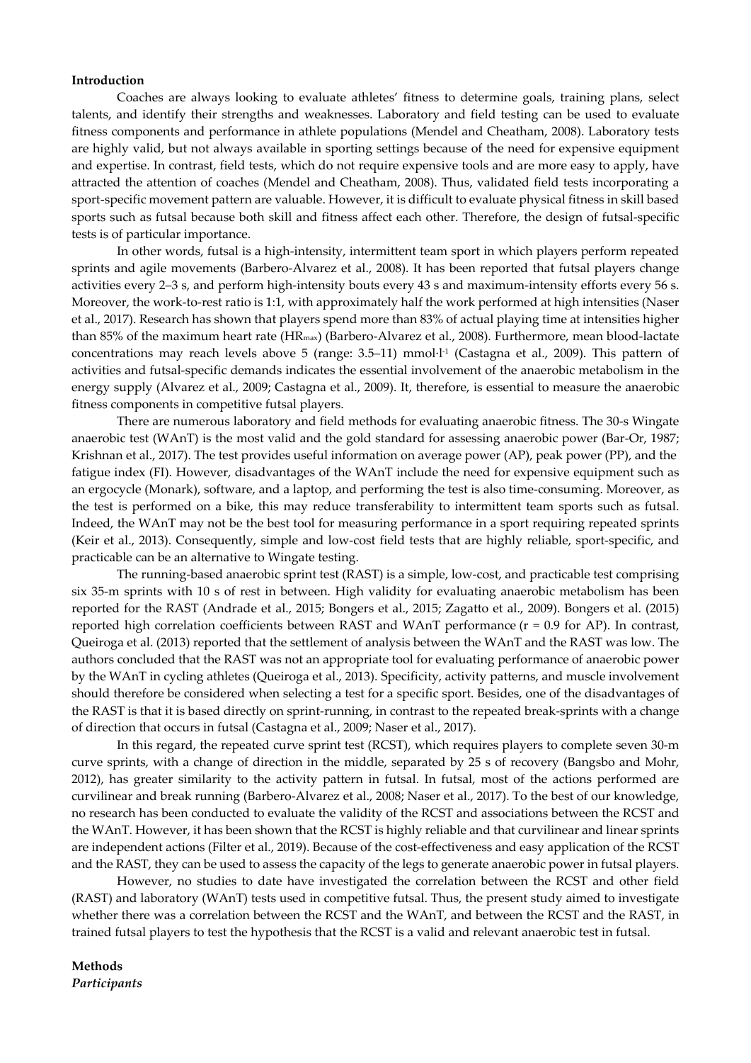## Introduction

Coaches are always looking to evaluate athletes' fitness to determine goals, training plans, select talents, and identify their strengths and weaknesses. Laboratory and field testing can be used to evaluate fitness components and performance in athlete populations (Mendel and Cheatham, 2008). Laboratory tests are highly valid, but not always available in sporting settings because of the need for expensive equipment and expertise. In contrast, field tests, which do not require expensive tools and are more easy to apply, have attracted the attention of coaches (Mendel and Cheatham, 2008). Thus, validated field tests incorporating a sport-specific movement pattern are valuable. However, it is difficult to evaluate physical fitness in skill based sports such as futsal because both skill and fitness affect each other. Therefore, the design of futsal-specific tests is of particular importance.

In other words, futsal is a high-intensity, intermittent team sport in which players perform repeated sprints and agile movements (Barbero-Alvarez et al., 2008). It has been reported that futsal players change activities every 2–3 s, and perform high-intensity bouts every 43 s and maximum-intensity efforts every 56 s. Moreover, the work-to-rest ratio is 1:1, with approximately half the work performed at high intensities (Naser et al., 2017). Research has shown that players spend more than 83% of actual playing time at intensities higher than 85% of the maximum heart rate ($HR_{max}$) (Barbero-Alvarez et al., 2008). Furthermore, mean blood-lactate concentrations may reach levels above 5 (range: 3.5–11) $mmol \cdot l^{-1}$ (Castagna et al., 2009). This pattern of activities and futsal-specific demands indicates the essential involvement of the anaerobic metabolism in the energy supply (Alvarez et al., 2009; Castagna et al., 2009). It, therefore, is essential to measure the anaerobic fitness components in competitive futsal players.

There are numerous laboratory and field methods for evaluating anaerobic fitness. The 30-s Wingate anaerobic test (WAnT) is the most valid and the gold standard for assessing anaerobic power (Bar-Or, 1987; Krishnan et al., 2017). The test provides useful information on average power (AP), peak power (PP), and the fatigue index (FI). However, disadvantages of the WAnT include the need for expensive equipment such as an ergocycle (Monark), software, and a laptop, and performing the test is also time-consuming. Moreover, as the test is performed on a bike, this may reduce transferability to intermittent team sports such as futsal. Indeed, the WAnT may not be the best tool for measuring performance in a sport requiring repeated sprints (Keir et al., 2013). Consequently, simple and low-cost field tests that are highly reliable, sport-specific, and practicable can be an alternative to Wingate testing.

The running-based anaerobic sprint test (RAST) is a simple, low-cost, and practicable test comprising six 35-m sprints with 10 s of rest in between. High validity for evaluating anaerobic metabolism has been reported for the RAST (Andrade et al., 2015; Bongers et al., 2015; Zagatto et al., 2009). Bongers et al. (2015) reported high correlation coefficients between RAST and WAnT performance ($r = 0.9$ for AP). In contrast, Queiroga et al. (2013) reported that the settlement of analysis between the WAnT and the RAST was low. The authors concluded that the RAST was not an appropriate tool for evaluating performance of anaerobic power by the WAnT in cycling athletes (Queiroga et al., 2013). Specificity, activity patterns, and muscle involvement should therefore be considered when selecting a test for a specific sport. Besides, one of the disadvantages of the RAST is that it is based directly on sprint-running, in contrast to the repeated break-sprints with a change of direction that occurs in futsal (Castagna et al., 2009; Naser et al., 2017).

In this regard, the repeated curve sprint test (RCST), which requires players to complete seven 30-m curve sprints, with a change of direction in the middle, separated by 25 s of recovery (Bangsbo and Mohr, 2012), has greater similarity to the activity pattern in futsal. In futsal, most of the actions performed are curvilinear and break running (Barbero-Alvarez et al., 2008; Naser et al., 2017). To the best of our knowledge, no research has been conducted to evaluate the validity of the RCST and associations between the RCST and the WAnT. However, it has been shown that the RCST is highly reliable and that curvilinear and linear sprints are independent actions (Filter et al., 2019). Because of the cost-effectiveness and easy application of the RCST and the RAST, they can be used to assess the capacity of the legs to generate anaerobic power in futsal players.

However, no studies to date have investigated the correlation between the RCST and other field (RAST) and laboratory (WAnT) tests used in competitive futsal. Thus, the present study aimed to investigate whether there was a correlation between the RCST and the WAnT, and between the RCST and the RAST, in trained futsal players to test the hypothesis that the RCST is a valid and relevant anaerobic test in futsal.

## Methods

### *Participants*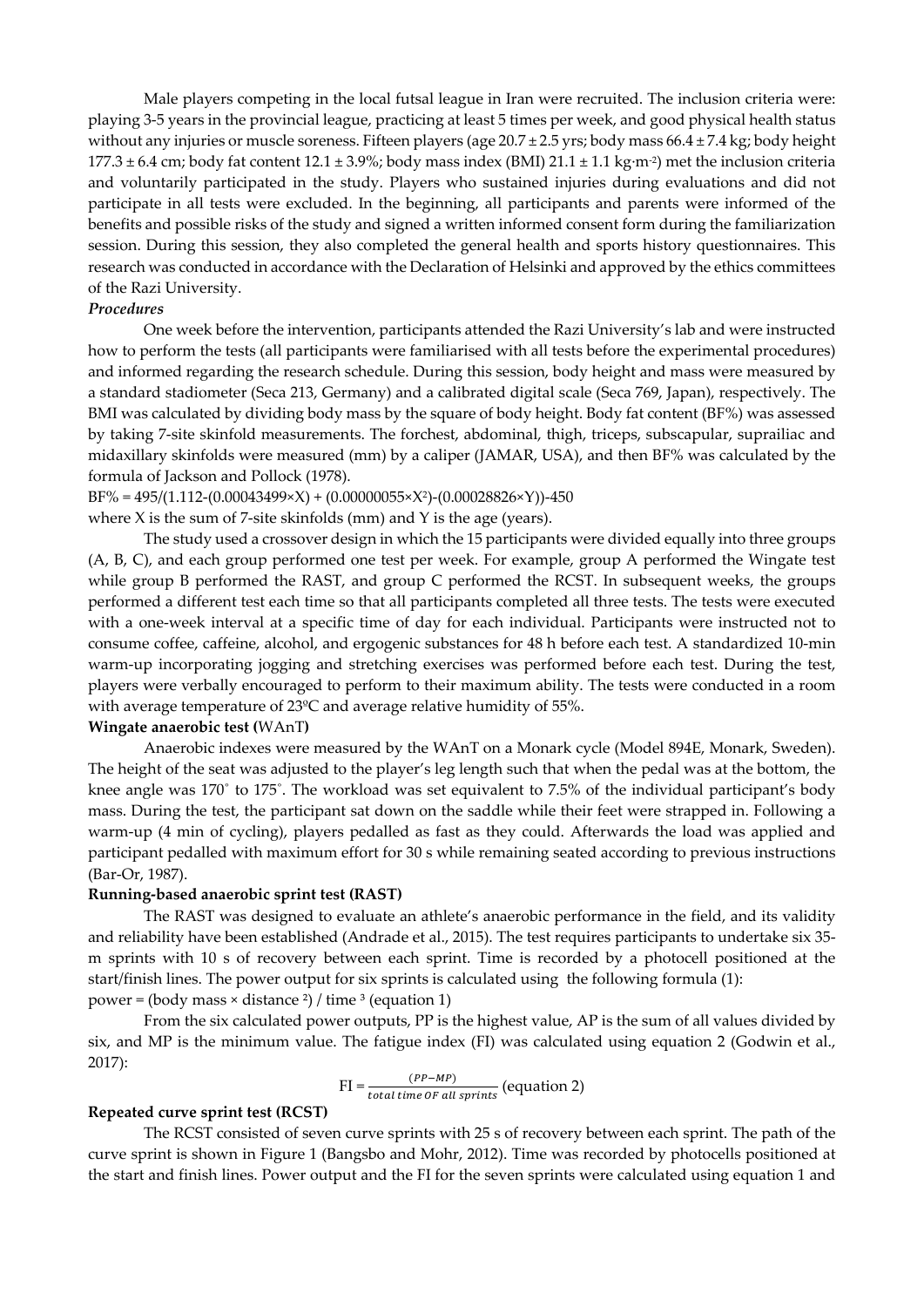Male players competing in the local futsal league in Iran were recruited. The inclusion criteria were: playing 3-5 years in the provincial league, practicing at least 5 times per week, and good physical health status without any injuries or muscle soreness. Fifteen players (age 20.7 ± 2.5 yrs; body mass 66.4 ± 7.4 kg; body height 177.3 ± 6.4 cm; body fat content 12.1 ± 3.9%; body mass index (BMI) 21.1 ± 1.1 $kg \cdot m^{-2}$) met the inclusion criteria and voluntarily participated in the study. Players who sustained injuries during evaluations and did not participate in all tests were excluded. In the beginning, all participants and parents were informed of the benefits and possible risks of the study and signed a written informed consent form during the familiarization session. During this session, they also completed the general health and sports history questionnaires. This research was conducted in accordance with the Declaration of Helsinki and approved by the ethics committees of the Razi University.

***Procedures***

One week before the intervention, participants attended the Razi University's lab and were instructed how to perform the tests (all participants were familiarised with all tests before the experimental procedures) and informed regarding the research schedule. During this session, body height and mass were measured by a standard stadiometer (Seca 213, Germany) and a calibrated digital scale (Seca 769, Japan), respectively. The BMI was calculated by dividing body mass by the square of body height. Body fat content (BF%) was assessed by taking 7-site skinfold measurements. The forchest, abdominal, thigh, triceps, subscapular, suprailiac and midaxillary skinfolds were measured (mm) by a caliper (JAMAR, USA), and then BF% was calculated by the formula of Jackson and Pollock (1978).

$$BF\% = 495/(1.112-(0.00043499\times X) + (0.00000055\times X^2)-(0.00028826\times Y))-450$$

where X is the sum of 7-site skinfolds (mm) and Y is the age (years).

The study used a crossover design in which the 15 participants were divided equally into three groups (A, B, C), and each group performed one test per week. For example, group A performed the Wingate test while group B performed the RAST, and group C performed the RCST. In subsequent weeks, the groups performed a different test each time so that all participants completed all three tests. The tests were executed with a one-week interval at a specific time of day for each individual. Participants were instructed not to consume coffee, caffeine, alcohol, and ergogenic substances for 48 h before each test. A standardized 10-min warm-up incorporating jogging and stretching exercises was performed before each test. During the test, players were verbally encouraged to perform to their maximum ability. The tests were conducted in a room with average temperature of 23ºC and average relative humidity of 55%.

**Wingate anaerobic test (WAnT)**

Anaerobic indexes were measured by the WAnT on a Monark cycle (Model 894E, Monark, Sweden). The height of the seat was adjusted to the player's leg length such that when the pedal was at the bottom, the knee angle was 170° to 175°. The workload was set equivalent to 7.5% of the individual participant's body mass. During the test, the participant sat down on the saddle while their feet were strapped in. Following a warm-up (4 min of cycling), players pedalled as fast as they could. Afterwards the load was applied and participant pedalled with maximum effort for 30 s while remaining seated according to previous instructions (Bar-Or, 1987).

**Running-based anaerobic sprint test (RAST)**

The RAST was designed to evaluate an athlete's anaerobic performance in the field, and its validity and reliability have been established (Andrade et al., 2015). The test requires participants to undertake six 35-m sprints with 10 s of recovery between each sprint. Time is recorded by a photocell positioned at the start/finish lines. The power output for six sprints is calculated using the following formula (1):

$$\text{power} = (\text{body mass} \times \text{distance}^2) / \text{time}^3 \quad \text{(equation 1)}$$

From the six calculated power outputs, PP is the highest value, AP is the sum of all values divided by six, and MP is the minimum value. The fatigue index (FI) was calculated using equation 2 (Godwin et al., 2017):

$$FI = \frac{(PP-MP)}{total\ time\ OF\ all\ sprints} \quad \text{(equation 2)}$$

**Repeated curve sprint test (RCST)**

The RCST consisted of seven curve sprints with 25 s of recovery between each sprint. The path of the curve sprint is shown in Figure 1 (Bangsbo and Mohr, 2012). Time was recorded by photocells positioned at the start and finish lines. Power output and the FI for the seven sprints were calculated using equation 1 and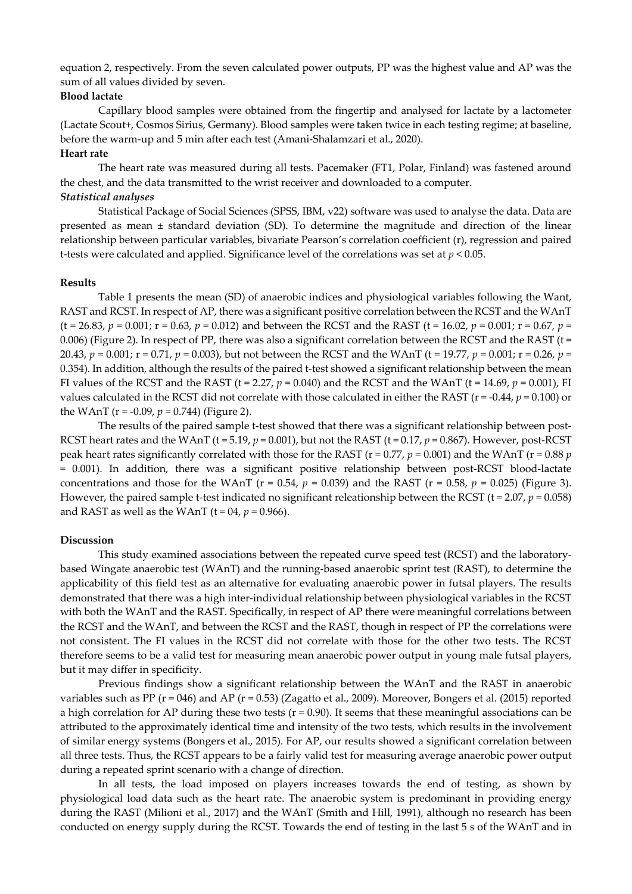equation 2, respectively. From the seven calculated power outputs, PP was the highest value and AP was the sum of all values divided by seven.

**Blood lactate**

Capillary blood samples were obtained from the fingertip and analysed for lactate by a lactometer (Lactate Scout+, Cosmos Sirius, Germany). Blood samples were taken twice in each testing regime; at baseline, before the warm-up and 5 min after each test (Amani-Shalamzari et al., 2020).

**Heart rate**

The heart rate was measured during all tests. Pacemaker (FT1, Polar, Finland) was fastened around the chest, and the data transmitted to the wrist receiver and downloaded to a computer.

***Statistical analyses***

Statistical Package of Social Sciences (SPSS, IBM, v22) software was used to analyse the data. Data are presented as mean ± standard deviation (SD). To determine the magnitude and direction of the linear relationship between particular variables, bivariate Pearson's correlation coefficient (r), regression and paired t-tests were calculated and applied. Significance level of the correlations was set at $p < 0.05$.

**Results**

Table 1 presents the mean (SD) of anaerobic indices and physiological variables following the Want, RAST and RCST. In respect of AP, there was a significant positive correlation between the RCST and the WAnT (t = 26.83, $p = 0.001$; r = 0.63, $p = 0.012$) and between the RCST and the RAST (t = 16.02, $p = 0.001$; r = 0.67, $p = 0.006$) (Figure 2). In respect of PP, there was also a significant correlation between the RCST and the RAST (t = 20.43, $p = 0.001$; r = 0.71, $p = 0.003$), but not between the RCST and the WAnT (t = 19.77, $p = 0.001$; r = 0.26, $p = 0.354$). In addition, although the results of the paired t-test showed a significant relationship between the mean FI values of the RCST and the RAST (t = 2.27, $p = 0.040$) and the RCST and the WAnT (t = 14.69, $p = 0.001$), FI values calculated in the RCST did not correlate with those calculated in either the RAST (r = -0.44, $p = 0.100$) or the WAnT (r = -0.09, $p = 0.744$) (Figure 2).

The results of the paired sample t-test showed that there was a significant relationship between post-RCST heart rates and the WAnT (t = 5.19, $p = 0.001$), but not the RAST (t = 0.17, $p = 0.867$). However, post-RCST peak heart rates significantly correlated with those for the RAST (r = 0.77, $p = 0.001$) and the WAnT (r = 0.88 $p = 0.001$). In addition, there was a significant positive relationship between post-RCST blood-lactate concentrations and those for the WAnT (r = 0.54, $p = 0.039$) and the RAST (r = 0.58, $p = 0.025$) (Figure 3). However, the paired sample t-test indicated no significant releationship between the RCST (t = 2.07, $p = 0.058$) and RAST as well as the WAnT (t = 04, $p = 0.966$).

**Discussion**

This study examined associations between the repeated curve speed test (RCST) and the laboratory-based Wingate anaerobic test (WAnT) and the running-based anaerobic sprint test (RAST), to determine the applicability of this field test as an alternative for evaluating anaerobic power in futsal players. The results demonstrated that there was a high inter-individual relationship between physiological variables in the RCST with both the WAnT and the RAST. Specifically, in respect of AP there were meaningful correlations between the RCST and the WAnT, and between the RCST and the RAST, though in respect of PP the correlations were not consistent. The FI values in the RCST did not correlate with those for the other two tests. The RCST therefore seems to be a valid test for measuring mean anaerobic power output in young male futsal players, but it may differ in specificity.

Previous findings show a significant relationship between the WAnT and the RAST in anaerobic variables such as PP (r = 046) and AP (r = 0.53) (Zagatto et al., 2009). Moreover, Bongers et al. (2015) reported a high correlation for AP during these two tests (r = 0.90). It seems that these meaningful associations can be attributed to the approximately identical time and intensity of the two tests, which results in the involvement of similar energy systems (Bongers et al., 2015). For AP, our results showed a significant correlation between all three tests. Thus, the RCST appears to be a fairly valid test for measuring average anaerobic power output during a repeated sprint scenario with a change of direction.

In all tests, the load imposed on players increases towards the end of testing, as shown by physiological load data such as the heart rate. The anaerobic system is predominant in providing energy during the RAST (Milioni et al., 2017) and the WAnT (Smith and Hill, 1991), although no research has been conducted on energy supply during the RCST. Towards the end of testing in the last 5 s of the WAnT and in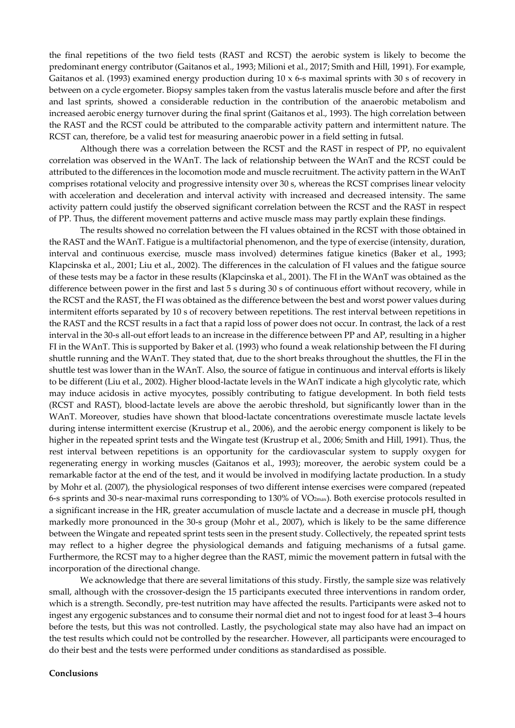the final repetitions of the two field tests (RAST and RCST) the aerobic system is likely to become the predominant energy contributor (Gaitanos et al., 1993; Milioni et al., 2017; Smith and Hill, 1991). For example, Gaitanos et al. (1993) examined energy production during 10 x 6-s maximal sprints with 30 s of recovery in between on a cycle ergometer. Biopsy samples taken from the vastus lateralis muscle before and after the first and last sprints, showed a considerable reduction in the contribution of the anaerobic metabolism and increased aerobic energy turnover during the final sprint (Gaitanos et al., 1993). The high correlation between the RAST and the RCST could be attributed to the comparable activity pattern and intermittent nature. The RCST can, therefore, be a valid test for measuring anaerobic power in a field setting in futsal.

Although there was a correlation between the RCST and the RAST in respect of PP, no equivalent correlation was observed in the WAnT. The lack of relationship between the WAnT and the RCST could be attributed to the differences in the locomotion mode and muscle recruitment. The activity pattern in the WAnT comprises rotational velocity and progressive intensity over 30 s, whereas the RCST comprises linear velocity with acceleration and deceleration and interval activity with increased and decreased intensity. The same activity pattern could justify the observed significant correlation between the RCST and the RAST in respect of PP. Thus, the different movement patterns and active muscle mass may partly explain these findings.

The results showed no correlation between the FI values obtained in the RCST with those obtained in the RAST and the WAnT. Fatigue is a multifactorial phenomenon, and the type of exercise (intensity, duration, interval and continuous exercise, muscle mass involved) determines fatigue kinetics (Baker et al., 1993; Klapcinska et al., 2001; Liu et al., 2002). The differences in the calculation of FI values and the fatigue source of these tests may be a factor in these results (Klapcinska et al., 2001). The FI in the WAnT was obtained as the difference between power in the first and last 5 s during 30 s of continuous effort without recovery, while in the RCST and the RAST, the FI was obtained as the difference between the best and worst power values during intermitent efforts separated by 10 s of recovery between repetitions. The rest interval between repetitions in the RAST and the RCST results in a fact that a rapid loss of power does not occur. In contrast, the lack of a rest interval in the 30-s all-out effort leads to an increase in the difference between PP and AP, resulting in a higher FI in the WAnT. This is supported by Baker et al. (1993) who found a weak relationship between the FI during shuttle running and the WAnT. They stated that, due to the short breaks throughout the shuttles, the FI in the shuttle test was lower than in the WAnT. Also, the source of fatigue in continuous and interval efforts is likely to be different (Liu et al., 2002). Higher blood-lactate levels in the WAnT indicate a high glycolytic rate, which may induce acidosis in active myocytes, possibly contributing to fatigue development. In both field tests (RCST and RAST), blood-lactate levels are above the aerobic threshold, but significantly lower than in the WAnT. Moreover, studies have shown that blood-lactate concentrations overestimate muscle lactate levels during intense intermittent exercise (Krustrup et al., 2006), and the aerobic energy component is likely to be higher in the repeated sprint tests and the Wingate test (Krustrup et al., 2006; Smith and Hill, 1991). Thus, the rest interval between repetitions is an opportunity for the cardiovascular system to supply oxygen for regenerating energy in working muscles (Gaitanos et al., 1993); moreover, the aerobic system could be a remarkable factor at the end of the test, and it would be involved in modifying lactate production. In a study by Mohr et al. (2007), the physiological responses of two different intense exercises were compared (repeated 6-s sprints and 30-s near-maximal runs corresponding to 130% of $VO_{2max}$). Both exercise protocols resulted in a significant increase in the HR, greater accumulation of muscle lactate and a decrease in muscle pH, though markedly more pronounced in the 30-s group (Mohr et al., 2007), which is likely to be the same difference between the Wingate and repeated sprint tests seen in the present study. Collectively, the repeated sprint tests may reflect to a higher degree the physiological demands and fatiguing mechanisms of a futsal game. Furthermore, the RCST may to a higher degree than the RAST, mimic the movement pattern in futsal with the incorporation of the directional change.

We acknowledge that there are several limitations of this study. Firstly, the sample size was relatively small, although with the crossover-design the 15 participants executed three interventions in random order, which is a strength. Secondly, pre-test nutrition may have affected the results. Participants were asked not to ingest any ergogenic substances and to consume their normal diet and not to ingest food for at least 3–4 hours before the tests, but this was not controlled. Lastly, the psychological state may also have had an impact on the test results which could not be controlled by the researcher. However, all participants were encouraged to do their best and the tests were performed under conditions as standardised as possible.

## Conclusions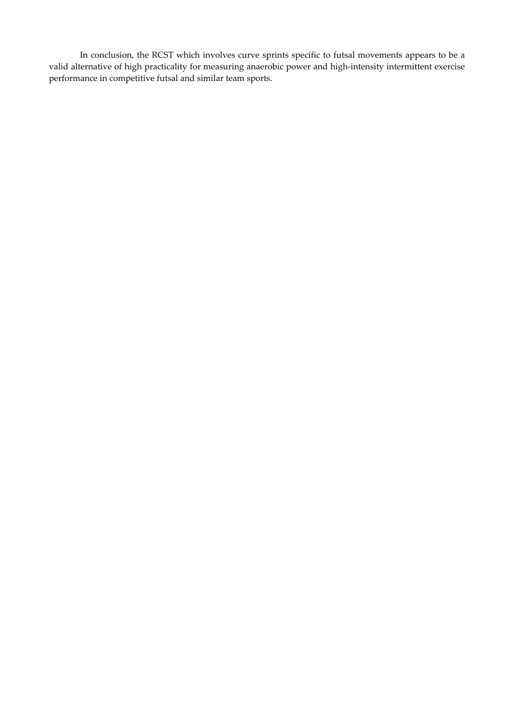In conclusion, the RCST which involves curve sprints specific to futsal movements appears to be a valid alternative of high practicality for measuring anaerobic power and high-intensity intermittent exercise performance in competitive futsal and similar team sports.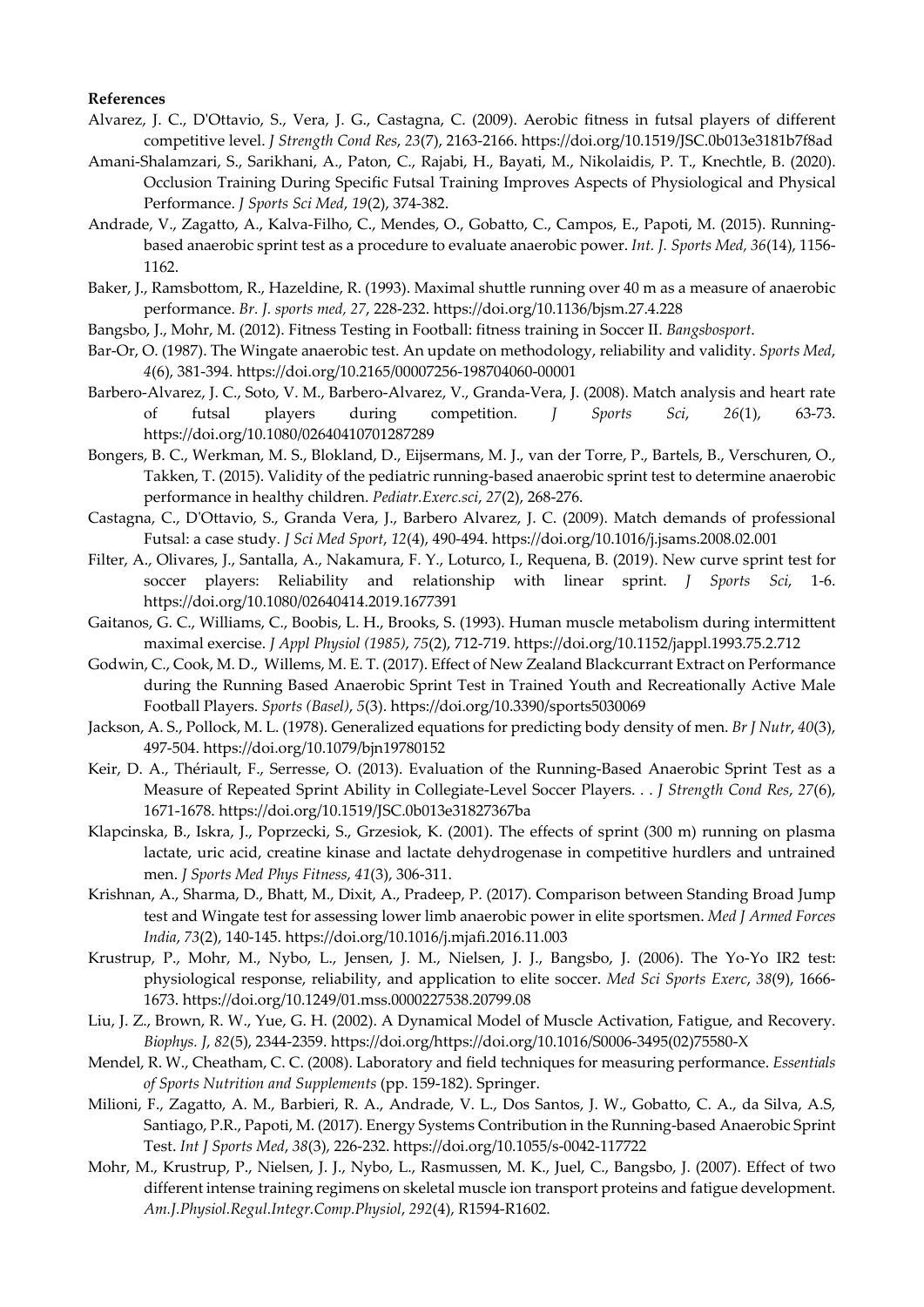**References**

Alvarez, J. C., D'Ottavio, S., Vera, J. G., Castagna, C. (2009). Aerobic fitness in futsal players of different competitive level. *J Strength Cond Res*, *23*(7), 2163-2166. https://doi.org/10.1519/JSC.0b013e3181b7f8ad

Amani-Shalamzari, S., Sarikhani, A., Paton, C., Rajabi, H., Bayati, M., Nikolaidis, P. T., Knechtle, B. (2020). Occlusion Training During Specific Futsal Training Improves Aspects of Physiological and Physical Performance. *J Sports Sci Med*, *19*(2), 374-382.

Andrade, V., Zagatto, A., Kalva-Filho, C., Mendes, O., Gobatto, C., Campos, E., Papoti, M. (2015). Running-based anaerobic sprint test as a procedure to evaluate anaerobic power. *Int. J. Sports Med, 36*(14), 1156-1162.

Baker, J., Ramsbottom, R., Hazeldine, R. (1993). Maximal shuttle running over 40 m as a measure of anaerobic performance. *Br. J. sports med, 27*, 228-232. https://doi.org/10.1136/bjsm.27.4.228

Bangsbo, J., Mohr, M. (2012). Fitness Testing in Football: fitness training in Soccer II. *Bangsbosport*.

Bar-Or, O. (1987). The Wingate anaerobic test. An update on methodology, reliability and validity. *Sports Med*, *4*(6), 381-394. https://doi.org/10.2165/00007256-198704060-00001

Barbero-Alvarez, J. C., Soto, V. M., Barbero-Alvarez, V., Granda-Vera, J. (2008). Match analysis and heart rate of futsal players during competition. *J Sports Sci*, *26*(1), 63-73. https://doi.org/10.1080/02640410701287289

Bongers, B. C., Werkman, M. S., Blokland, D., Eijsermans, M. J., van der Torre, P., Bartels, B., Verschuren, O., Takken, T. (2015). Validity of the pediatric running-based anaerobic sprint test to determine anaerobic performance in healthy children. *Pediatr.Exerc.sci*, *27*(2), 268-276.

Castagna, C., D'Ottavio, S., Granda Vera, J., Barbero Alvarez, J. C. (2009). Match demands of professional Futsal: a case study. *J Sci Med Sport*, *12*(4), 490-494. https://doi.org/10.1016/j.jsams.2008.02.001

Filter, A., Olivares, J., Santalla, A., Nakamura, F. Y., Loturco, I., Requena, B. (2019). New curve sprint test for soccer players: Reliability and relationship with linear sprint. *J Sports Sci*, 1-6. https://doi.org/10.1080/02640414.2019.1677391

Gaitanos, G. C., Williams, C., Boobis, L. H., Brooks, S. (1993). Human muscle metabolism during intermittent maximal exercise. *J Appl Physiol (1985)*, *75*(2), 712-719. https://doi.org/10.1152/jappl.1993.75.2.712

Godwin, C., Cook, M. D., Willems, M. E. T. (2017). Effect of New Zealand Blackcurrant Extract on Performance during the Running Based Anaerobic Sprint Test in Trained Youth and Recreationally Active Male Football Players. *Sports (Basel)*, *5*(3). https://doi.org/10.3390/sports5030069

Jackson, A. S., Pollock, M. L. (1978). Generalized equations for predicting body density of men. *Br J Nutr*, *40*(3), 497-504. https://doi.org/10.1079/bjn19780152

Keir, D. A., Thériault, F., Serresse, O. (2013). Evaluation of the Running-Based Anaerobic Sprint Test as a Measure of Repeated Sprint Ability in Collegiate-Level Soccer Players. . . *J Strength Cond Res*, *27*(6), 1671-1678. https://doi.org/10.1519/JSC.0b013e31827367ba

Klapcinska, B., Iskra, J., Poprzecki, S., Grzesiok, K. (2001). The effects of sprint (300 m) running on plasma lactate, uric acid, creatine kinase and lactate dehydrogenase in competitive hurdlers and untrained men. *J Sports Med Phys Fitness*, *41*(3), 306-311.

Krishnan, A., Sharma, D., Bhatt, M., Dixit, A., Pradeep, P. (2017). Comparison between Standing Broad Jump test and Wingate test for assessing lower limb anaerobic power in elite sportsmen. *Med J Armed Forces India*, *73*(2), 140-145. https://doi.org/10.1016/j.mjafi.2016.11.003

Krustrup, P., Mohr, M., Nybo, L., Jensen, J. M., Nielsen, J. J., Bangsbo, J. (2006). The Yo-Yo IR2 test: physiological response, reliability, and application to elite soccer. *Med Sci Sports Exerc*, *38*(9), 1666-1673. https://doi.org/10.1249/01.mss.0000227538.20799.08

Liu, J. Z., Brown, R. W., Yue, G. H. (2002). A Dynamical Model of Muscle Activation, Fatigue, and Recovery. *Biophys. J*, *82*(5), 2344-2359. https://doi.org/https://doi.org/10.1016/S0006-3495(02)75580-X

Mendel, R. W., Cheatham, C. C. (2008). Laboratory and field techniques for measuring performance. *Essentials of Sports Nutrition and Supplements* (pp. 159-182). Springer.

Milioni, F., Zagatto, A. M., Barbieri, R. A., Andrade, V. L., Dos Santos, J. W., Gobatto, C. A., da Silva, A.S, Santiago, P.R., Papoti, M. (2017). Energy Systems Contribution in the Running-based Anaerobic Sprint Test. *Int J Sports Med*, *38*(3), 226-232. https://doi.org/10.1055/s-0042-117722

Mohr, M., Krustrup, P., Nielsen, J. J., Nybo, L., Rasmussen, M. K., Juel, C., Bangsbo, J. (2007). Effect of two different intense training regimens on skeletal muscle ion transport proteins and fatigue development. *Am.J.Physiol.Regul.Integr.Comp.Physiol*, *292*(4), R1594-R1602.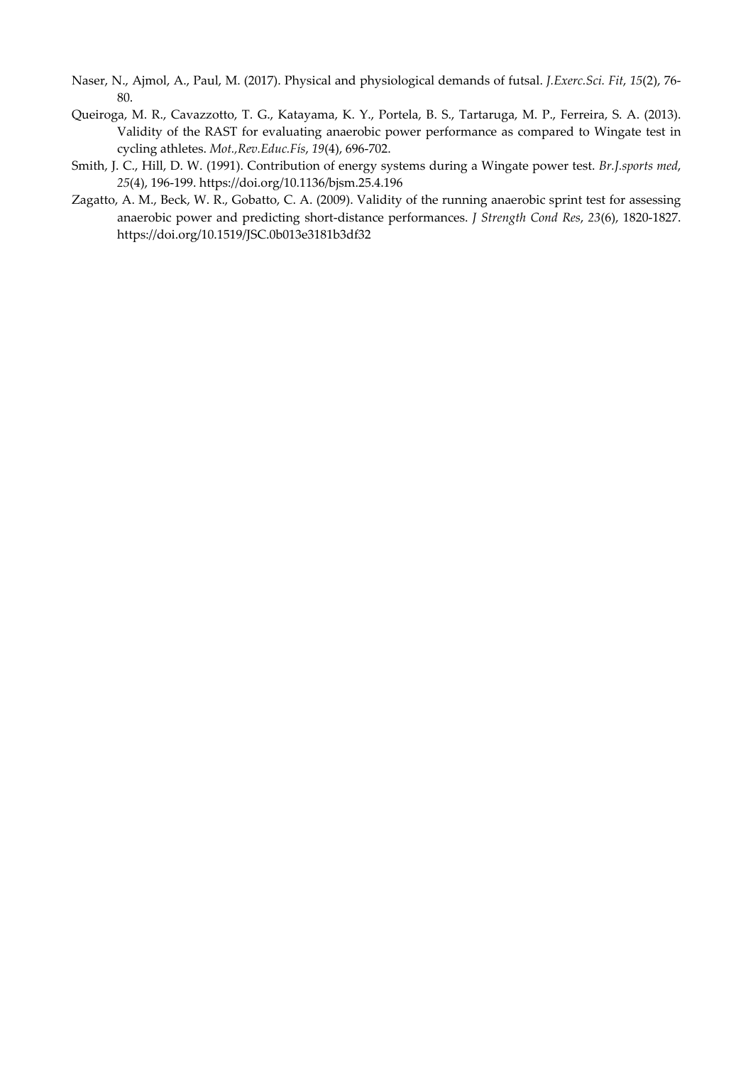Naser, N., Ajmol, A., Paul, M. (2017). Physical and physiological demands of futsal. *J.Exerc.Sci. Fit*, *15*(2), 76-80.

Queiroga, M. R., Cavazzotto, T. G., Katayama, K. Y., Portela, B. S., Tartaruga, M. P., Ferreira, S. A. (2013). Validity of the RAST for evaluating anaerobic power performance as compared to Wingate test in cycling athletes. *Mot.,Rev.Educ.Fís*, *19*(4), 696-702.

Smith, J. C., Hill, D. W. (1991). Contribution of energy systems during a Wingate power test. *Br.J.sports med*, *25*(4), 196-199. https://doi.org/10.1136/bjsm.25.4.196

Zagatto, A. M., Beck, W. R., Gobatto, C. A. (2009). Validity of the running anaerobic sprint test for assessing anaerobic power and predicting short-distance performances. *J Strength Cond Res*, *23*(6), 1820-1827. https://doi.org/10.1519/JSC.0b013e3181b3df32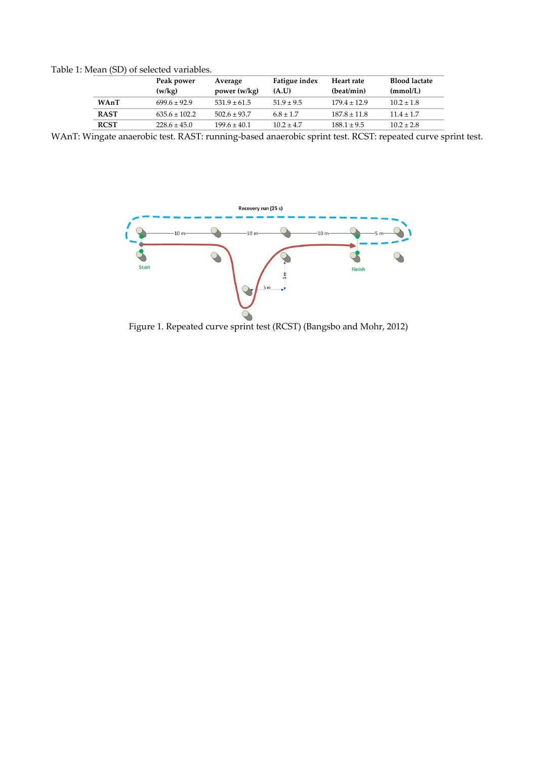Table 1: Mean (SD) of selected variables.

| | Peak power (w/kg) | Average power (w/kg) | Fatigue index (A.U) | Heart rate (beat/min) | Blood lactate (mmol/L) |
|---|---|---|---|---|---|
| **WAnT** | 699.6 ± 92.9 | 531.9 ± 61.5 | 51.9 ± 9.5 | 179.4 ± 12.9 | 10.2 ± 1.8 |
| **RAST** | 635.6 ± 102.2 | 502.6 ± 93.7 | 6.8 ± 1.7 | 187.8 ± 11.8 | 11.4 ± 1.7 |
| **RCST** | 228.6 ± 45.0 | 199.6 ± 40.1 | 10.2 ± 4.7 | 188.1 ± 9.5 | 10.2 ± 2.8 |

WAnT: Wingate anaerobic test. RAST: running-based anaerobic sprint test. RCST: repeated curve sprint test.

Figure 1. Repeated curve sprint test (RCST) (Bangsbo and Mohr, 2012)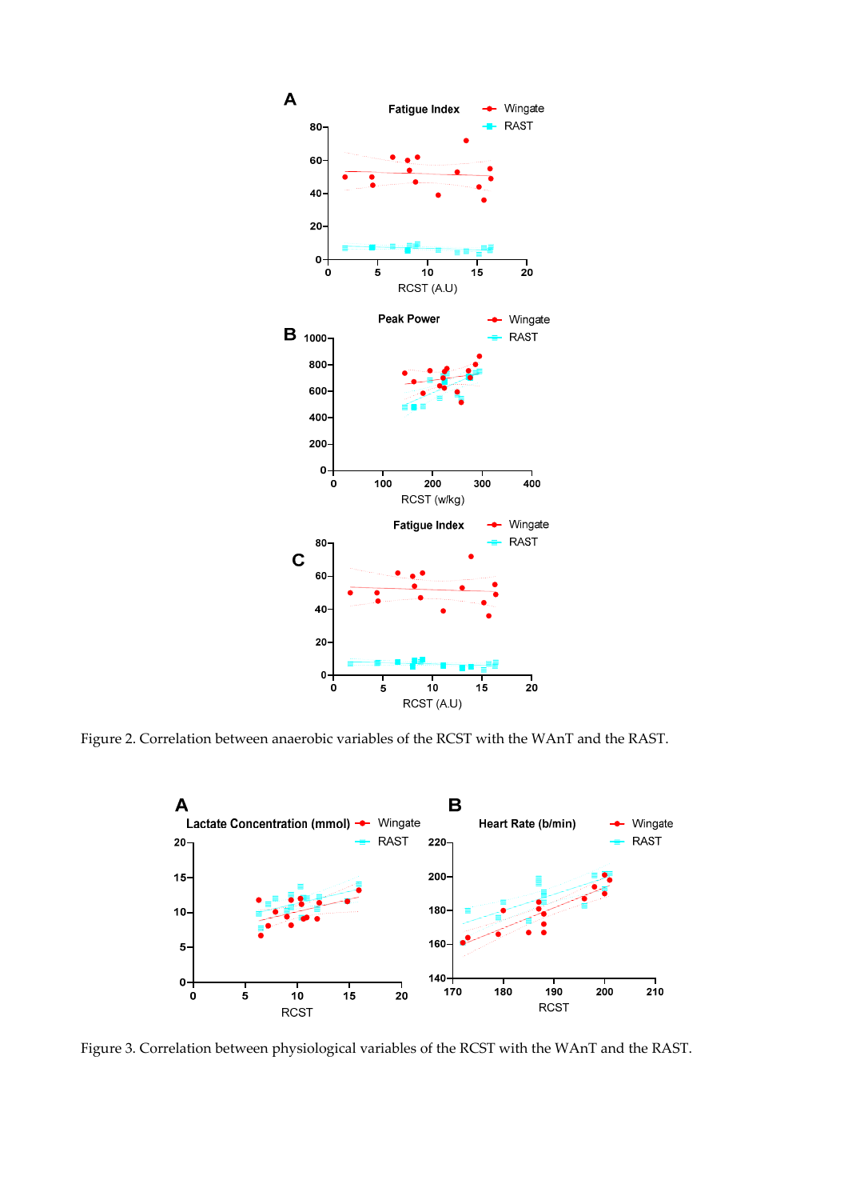A

Fatigue Index

Wingate

RAST

80

60

40

20

0

0 5 10 15 20

RCST (A.U)

B

Peak Power

Wingate

RAST

1000

800

600

400

200

0

0 100 200 300 400

RCST (w/kg)

C

Fatigue Index

Wingate

RAST

80

60

40

20

0

0 5 10 15 20

RCST (A.U)

Figure 2. Correlation between anaerobic variables of the RCST with the WAnT and the RAST.

A

Lactate Concentration (mmol)

Wingate

RAST

20

15

10

5

0

0 5 10 15 20

RCST

B

Heart Rate (b/min)

Wingate

RAST

220

200

180

160

140

170 180 190 200 210

RCST

Figure 3. Correlation between physiological variables of the RCST with the WAnT and the RAST.